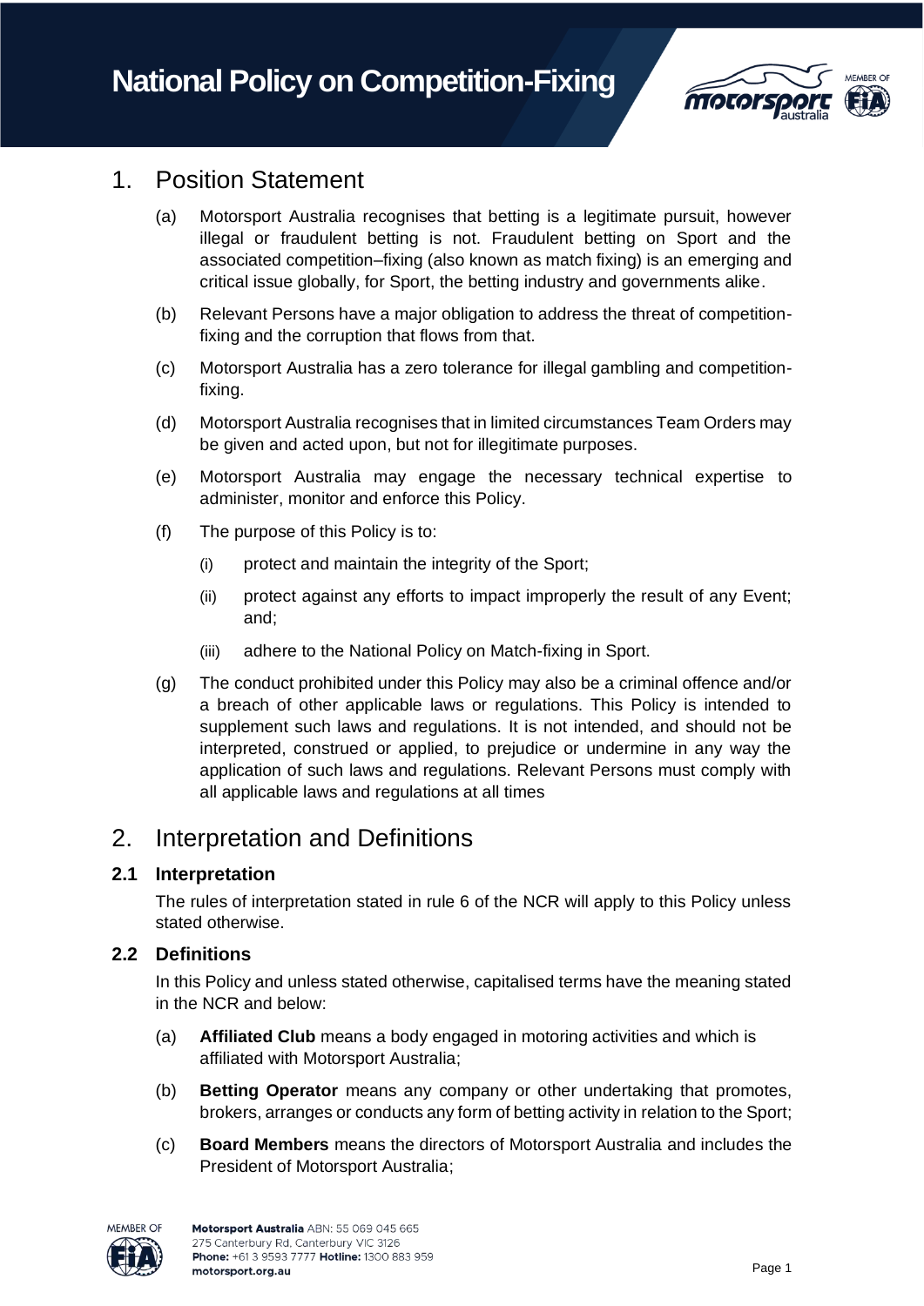# National Policy on Competition-Fixing

## 1. Position Statement

(a) Motorsport Australia recognises that betting is a legitimate pursuit, however illegal or fraudulent betting is not. Fraudulent betting on Sport and the associated competition–fixing (also known as match fixing) is an emerging and critical issue globally, for Sport, the betting industry and governments alike.

(b) Relevant Persons have a major obligation to address the threat of competition-fixing and the corruption that flows from that.

(c) Motorsport Australia has a zero tolerance for illegal gambling and competition-fixing.

(d) Motorsport Australia recognises that in limited circumstances Team Orders may be given and acted upon, but not for illegitimate purposes.

(e) Motorsport Australia may engage the necessary technical expertise to administer, monitor and enforce this Policy.

(f) The purpose of this Policy is to:

(i) protect and maintain the integrity of the Sport;

(ii) protect against any efforts to impact improperly the result of any Event; and;

(iii) adhere to the National Policy on Match-fixing in Sport.

(g) The conduct prohibited under this Policy may also be a criminal offence and/or a breach of other applicable laws or regulations. This Policy is intended to supplement such laws and regulations. It is not intended, and should not be interpreted, construed or applied, to prejudice or undermine in any way the application of such laws and regulations. Relevant Persons must comply with all applicable laws and regulations at all times

## 2. Interpretation and Definitions

### 2.1 Interpretation

The rules of interpretation stated in rule 6 of the NCR will apply to this Policy unless stated otherwise.

### 2.2 Definitions

In this Policy and unless stated otherwise, capitalised terms have the meaning stated in the NCR and below:

(a) **Affiliated Club** means a body engaged in motoring activities and which is affiliated with Motorsport Australia;

(b) **Betting Operator** means any company or other undertaking that promotes, brokers, arranges or conducts any form of betting activity in relation to the Sport;

(c) **Board Members** means the directors of Motorsport Australia and includes the President of Motorsport Australia;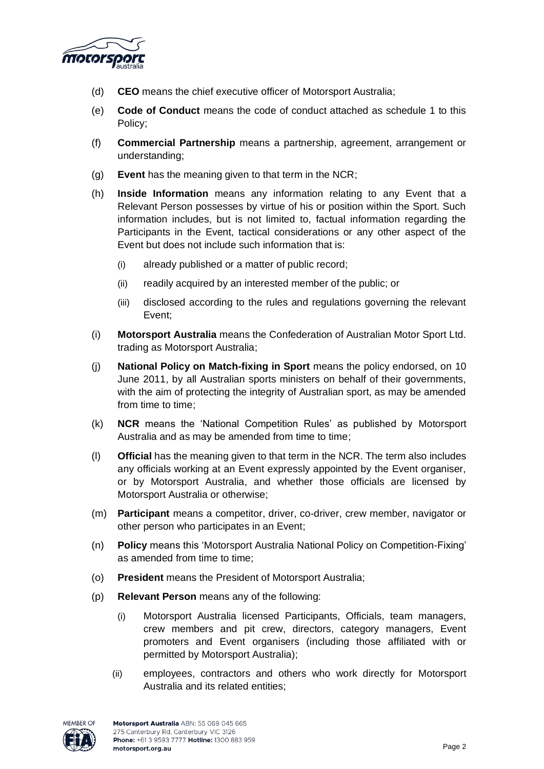(d) **CEO** means the chief executive officer of Motorsport Australia;

(e) **Code of Conduct** means the code of conduct attached as schedule 1 to this Policy;

(f) **Commercial Partnership** means a partnership, agreement, arrangement or understanding;

(g) **Event** has the meaning given to that term in the NCR;

(h) **Inside Information** means any information relating to any Event that a Relevant Person possesses by virtue of his or position within the Sport. Such information includes, but is not limited to, factual information regarding the Participants in the Event, tactical considerations or any other aspect of the Event but does not include such information that is:

  (i) already published or a matter of public record;

  (ii) readily acquired by an interested member of the public; or

  (iii) disclosed according to the rules and regulations governing the relevant Event;

(i) **Motorsport Australia** means the Confederation of Australian Motor Sport Ltd. trading as Motorsport Australia;

(j) **National Policy on Match-fixing in Sport** means the policy endorsed, on 10 June 2011, by all Australian sports ministers on behalf of their governments, with the aim of protecting the integrity of Australian sport, as may be amended from time to time;

(k) **NCR** means the 'National Competition Rules' as published by Motorsport Australia and as may be amended from time to time;

(l) **Official** has the meaning given to that term in the NCR. The term also includes any officials working at an Event expressly appointed by the Event organiser, or by Motorsport Australia, and whether those officials are licensed by Motorsport Australia or otherwise;

(m) **Participant** means a competitor, driver, co-driver, crew member, navigator or other person who participates in an Event;

(n) **Policy** means this 'Motorsport Australia National Policy on Competition-Fixing' as amended from time to time;

(o) **President** means the President of Motorsport Australia;

(p) **Relevant Person** means any of the following:

  (i) Motorsport Australia licensed Participants, Officials, team managers, crew members and pit crew, directors, category managers, Event promoters and Event organisers (including those affiliated with or permitted by Motorsport Australia);

  (ii) employees, contractors and others who work directly for Motorsport Australia and its related entities;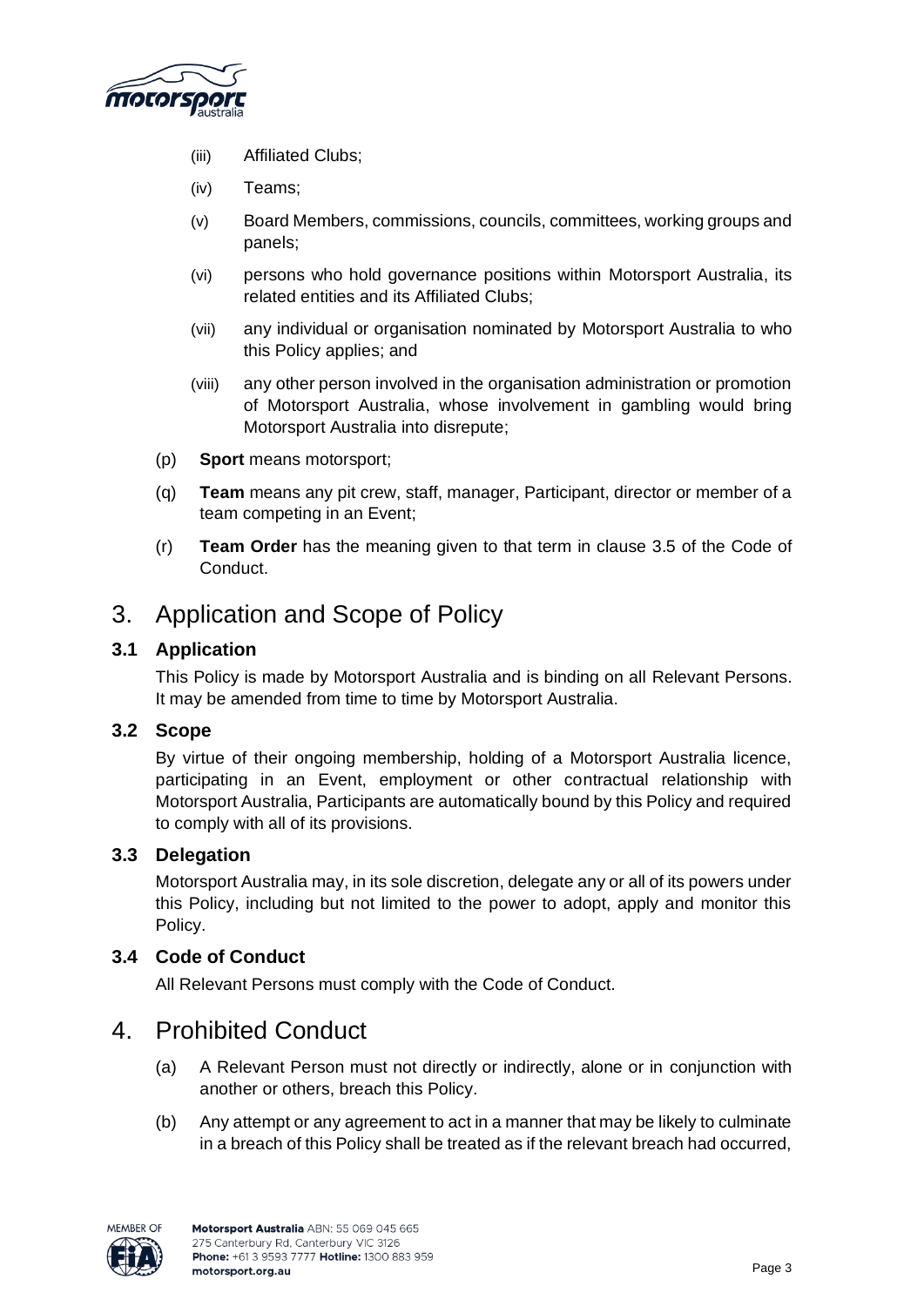- (iii) Affiliated Clubs;
- (iv) Teams;
- (v) Board Members, commissions, councils, committees, working groups and panels;
- (vi) persons who hold governance positions within Motorsport Australia, its related entities and its Affiliated Clubs;
- (vii) any individual or organisation nominated by Motorsport Australia to who this Policy applies; and
- (viii) any other person involved in the organisation administration or promotion of Motorsport Australia, whose involvement in gambling would bring Motorsport Australia into disrepute;

(p) **Sport** means motorsport;

(q) **Team** means any pit crew, staff, manager, Participant, director or member of a team competing in an Event;

(r) **Team Order** has the meaning given to that term in clause 3.5 of the Code of Conduct.

# 3. Application and Scope of Policy

## 3.1 Application

This Policy is made by Motorsport Australia and is binding on all Relevant Persons. It may be amended from time to time by Motorsport Australia.

## 3.2 Scope

By virtue of their ongoing membership, holding of a Motorsport Australia licence, participating in an Event, employment or other contractual relationship with Motorsport Australia, Participants are automatically bound by this Policy and required to comply with all of its provisions.

## 3.3 Delegation

Motorsport Australia may, in its sole discretion, delegate any or all of its powers under this Policy, including but not limited to the power to adopt, apply and monitor this Policy.

## 3.4 Code of Conduct

All Relevant Persons must comply with the Code of Conduct.

# 4. Prohibited Conduct

(a) A Relevant Person must not directly or indirectly, alone or in conjunction with another or others, breach this Policy.

(b) Any attempt or any agreement to act in a manner that may be likely to culminate in a breach of this Policy shall be treated as if the relevant breach had occurred,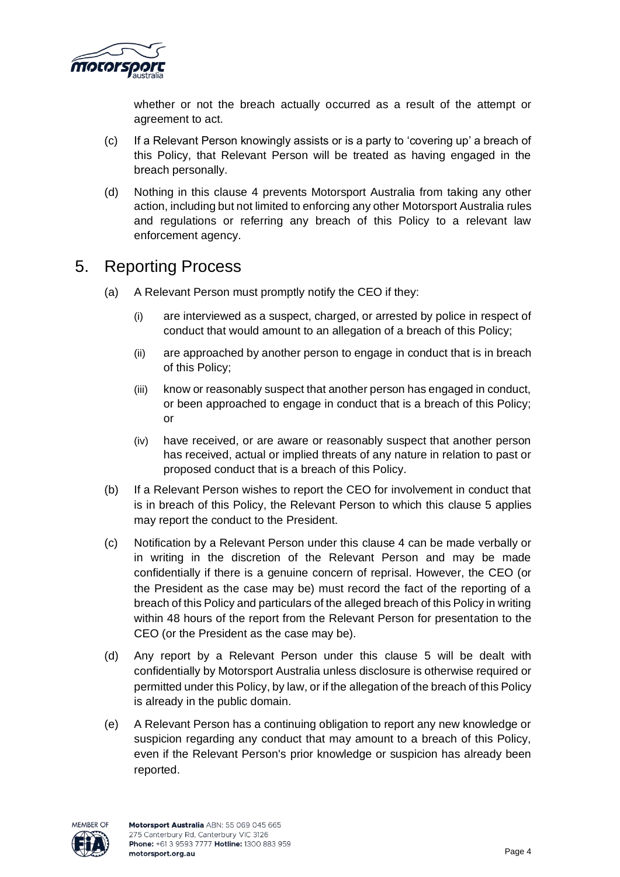whether or not the breach actually occurred as a result of the attempt or agreement to act.

(c) If a Relevant Person knowingly assists or is a party to 'covering up' a breach of this Policy, that Relevant Person will be treated as having engaged in the breach personally.

(d) Nothing in this clause 4 prevents Motorsport Australia from taking any other action, including but not limited to enforcing any other Motorsport Australia rules and regulations or referring any breach of this Policy to a relevant law enforcement agency.

## 5. Reporting Process

(a) A Relevant Person must promptly notify the CEO if they:

(i) are interviewed as a suspect, charged, or arrested by police in respect of conduct that would amount to an allegation of a breach of this Policy;

(ii) are approached by another person to engage in conduct that is in breach of this Policy;

(iii) know or reasonably suspect that another person has engaged in conduct, or been approached to engage in conduct that is a breach of this Policy; or

(iv) have received, or are aware or reasonably suspect that another person has received, actual or implied threats of any nature in relation to past or proposed conduct that is a breach of this Policy.

(b) If a Relevant Person wishes to report the CEO for involvement in conduct that is in breach of this Policy, the Relevant Person to which this clause 5 applies may report the conduct to the President.

(c) Notification by a Relevant Person under this clause 4 can be made verbally or in writing in the discretion of the Relevant Person and may be made confidentially if there is a genuine concern of reprisal. However, the CEO (or the President as the case may be) must record the fact of the reporting of a breach of this Policy and particulars of the alleged breach of this Policy in writing within 48 hours of the report from the Relevant Person for presentation to the CEO (or the President as the case may be).

(d) Any report by a Relevant Person under this clause 5 will be dealt with confidentially by Motorsport Australia unless disclosure is otherwise required or permitted under this Policy, by law, or if the allegation of the breach of this Policy is already in the public domain.

(e) A Relevant Person has a continuing obligation to report any new knowledge or suspicion regarding any conduct that may amount to a breach of this Policy, even if the Relevant Person's prior knowledge or suspicion has already been reported.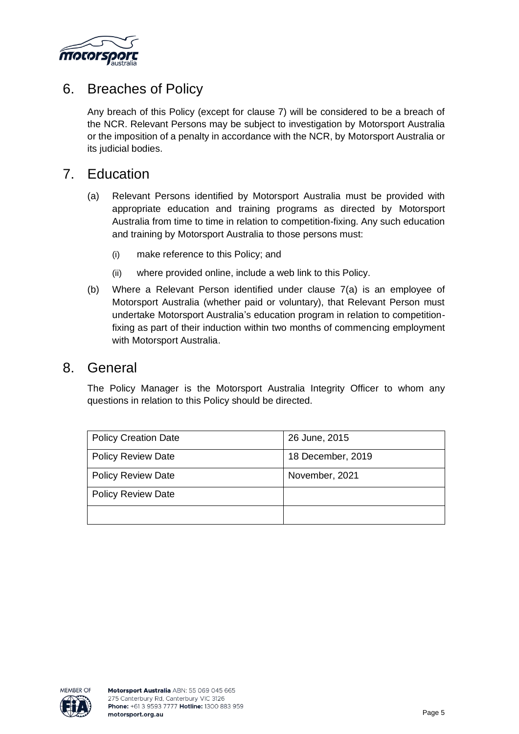## 6. Breaches of Policy

Any breach of this Policy (except for clause 7) will be considered to be a breach of the NCR. Relevant Persons may be subject to investigation by Motorsport Australia or the imposition of a penalty in accordance with the NCR, by Motorsport Australia or its judicial bodies.

## 7. Education

(a) Relevant Persons identified by Motorsport Australia must be provided with appropriate education and training programs as directed by Motorsport Australia from time to time in relation to competition-fixing. Any such education and training by Motorsport Australia to those persons must:

  (i) make reference to this Policy; and

  (ii) where provided online, include a web link to this Policy.

(b) Where a Relevant Person identified under clause 7(a) is an employee of Motorsport Australia (whether paid or voluntary), that Relevant Person must undertake Motorsport Australia's education program in relation to competition-fixing as part of their induction within two months of commencing employment with Motorsport Australia.

## 8. General

The Policy Manager is the Motorsport Australia Integrity Officer to whom any questions in relation to this Policy should be directed.

| Policy Creation Date | 26 June, 2015 |
|---|---|
| Policy Review Date | 18 December, 2019 |
| Policy Review Date | November, 2021 |
| Policy Review Date | |
| | |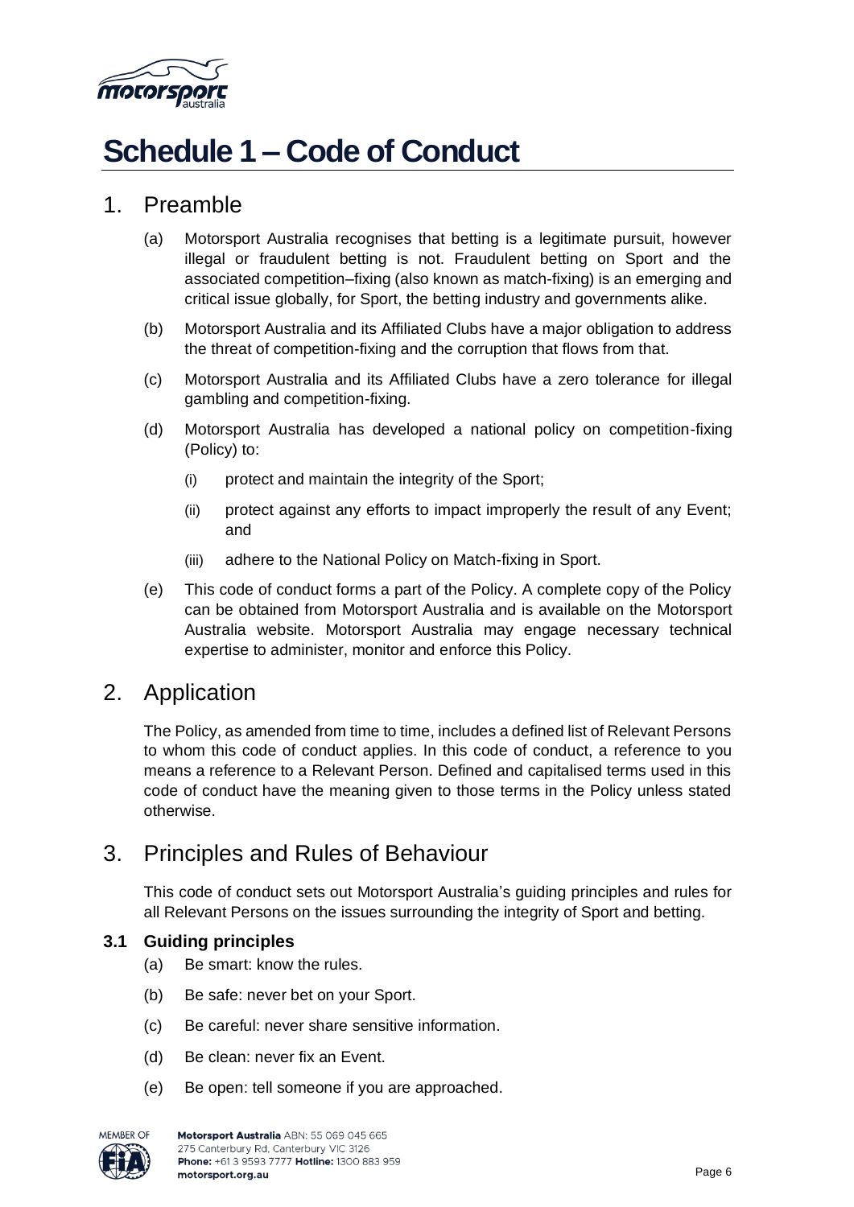# Schedule 1 – Code of Conduct

## 1. Preamble

(a) Motorsport Australia recognises that betting is a legitimate pursuit, however illegal or fraudulent betting is not. Fraudulent betting on Sport and the associated competition–fixing (also known as match-fixing) is an emerging and critical issue globally, for Sport, the betting industry and governments alike.

(b) Motorsport Australia and its Affiliated Clubs have a major obligation to address the threat of competition-fixing and the corruption that flows from that.

(c) Motorsport Australia and its Affiliated Clubs have a zero tolerance for illegal gambling and competition-fixing.

(d) Motorsport Australia has developed a national policy on competition-fixing (Policy) to:

(i) protect and maintain the integrity of the Sport;

(ii) protect against any efforts to impact improperly the result of any Event; and

(iii) adhere to the National Policy on Match-fixing in Sport.

(e) This code of conduct forms a part of the Policy. A complete copy of the Policy can be obtained from Motorsport Australia and is available on the Motorsport Australia website. Motorsport Australia may engage necessary technical expertise to administer, monitor and enforce this Policy.

## 2. Application

The Policy, as amended from time to time, includes a defined list of Relevant Persons to whom this code of conduct applies. In this code of conduct, a reference to you means a reference to a Relevant Person. Defined and capitalised terms used in this code of conduct have the meaning given to those terms in the Policy unless stated otherwise.

## 3. Principles and Rules of Behaviour

This code of conduct sets out Motorsport Australia's guiding principles and rules for all Relevant Persons on the issues surrounding the integrity of Sport and betting.

### 3.1 Guiding principles

(a) Be smart: know the rules.

(b) Be safe: never bet on your Sport.

(c) Be careful: never share sensitive information.

(d) Be clean: never fix an Event.

(e) Be open: tell someone if you are approached.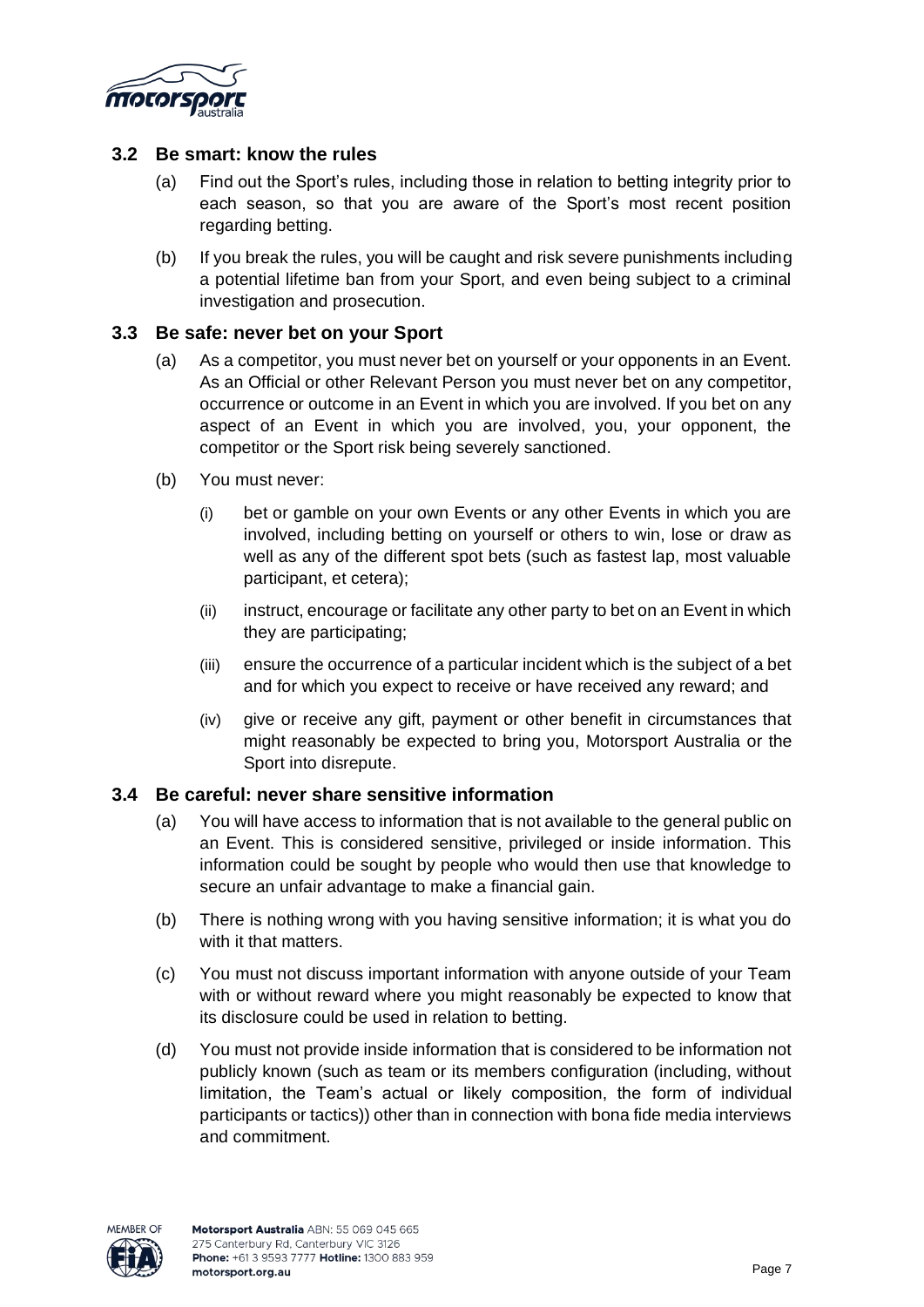### 3.2 Be smart: know the rules

(a) Find out the Sport's rules, including those in relation to betting integrity prior to each season, so that you are aware of the Sport's most recent position regarding betting.

(b) If you break the rules, you will be caught and risk severe punishments including a potential lifetime ban from your Sport, and even being subject to a criminal investigation and prosecution.

### 3.3 Be safe: never bet on your Sport

(a) As a competitor, you must never bet on yourself or your opponents in an Event. As an Official or other Relevant Person you must never bet on any competitor, occurrence or outcome in an Event in which you are involved. If you bet on any aspect of an Event in which you are involved, you, your opponent, the competitor or the Sport risk being severely sanctioned.

(b) You must never:

(i) bet or gamble on your own Events or any other Events in which you are involved, including betting on yourself or others to win, lose or draw as well as any of the different spot bets (such as fastest lap, most valuable participant, et cetera);

(ii) instruct, encourage or facilitate any other party to bet on an Event in which they are participating;

(iii) ensure the occurrence of a particular incident which is the subject of a bet and for which you expect to receive or have received any reward; and

(iv) give or receive any gift, payment or other benefit in circumstances that might reasonably be expected to bring you, Motorsport Australia or the Sport into disrepute.

### 3.4 Be careful: never share sensitive information

(a) You will have access to information that is not available to the general public on an Event. This is considered sensitive, privileged or inside information. This information could be sought by people who would then use that knowledge to secure an unfair advantage to make a financial gain.

(b) There is nothing wrong with you having sensitive information; it is what you do with it that matters.

(c) You must not discuss important information with anyone outside of your Team with or without reward where you might reasonably be expected to know that its disclosure could be used in relation to betting.

(d) You must not provide inside information that is considered to be information not publicly known (such as team or its members configuration (including, without limitation, the Team's actual or likely composition, the form of individual participants or tactics)) other than in connection with bona fide media interviews and commitment.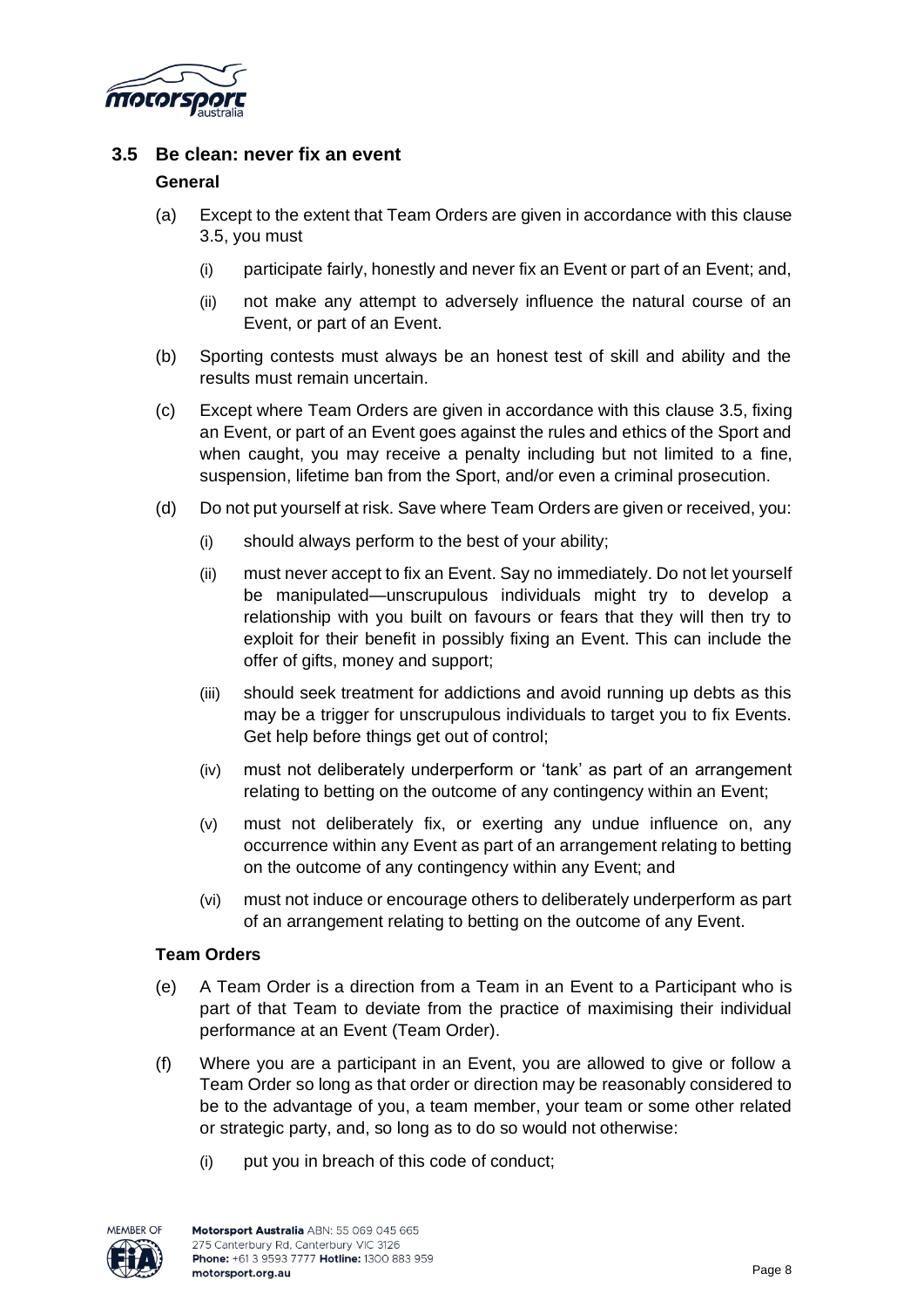### 3.5 Be clean: never fix an event

**General**

(a) Except to the extent that Team Orders are given in accordance with this clause 3.5, you must

  (i) participate fairly, honestly and never fix an Event or part of an Event; and,

  (ii) not make any attempt to adversely influence the natural course of an Event, or part of an Event.

(b) Sporting contests must always be an honest test of skill and ability and the results must remain uncertain.

(c) Except where Team Orders are given in accordance with this clause 3.5, fixing an Event, or part of an Event goes against the rules and ethics of the Sport and when caught, you may receive a penalty including but not limited to a fine, suspension, lifetime ban from the Sport, and/or even a criminal prosecution.

(d) Do not put yourself at risk. Save where Team Orders are given or received, you:

  (i) should always perform to the best of your ability;

  (ii) must never accept to fix an Event. Say no immediately. Do not let yourself be manipulated—unscrupulous individuals might try to develop a relationship with you built on favours or fears that they will then try to exploit for their benefit in possibly fixing an Event. This can include the offer of gifts, money and support;

  (iii) should seek treatment for addictions and avoid running up debts as this may be a trigger for unscrupulous individuals to target you to fix Events. Get help before things get out of control;

  (iv) must not deliberately underperform or 'tank' as part of an arrangement relating to betting on the outcome of any contingency within an Event;

  (v) must not deliberately fix, or exerting any undue influence on, any occurrence within any Event as part of an arrangement relating to betting on the outcome of any contingency within any Event; and

  (vi) must not induce or encourage others to deliberately underperform as part of an arrangement relating to betting on the outcome of any Event.

**Team Orders**

(e) A Team Order is a direction from a Team in an Event to a Participant who is part of that Team to deviate from the practice of maximising their individual performance at an Event (Team Order).

(f) Where you are a participant in an Event, you are allowed to give or follow a Team Order so long as that order or direction may be reasonably considered to be to the advantage of you, a team member, your team or some other related or strategic party, and, so long as to do so would not otherwise:

  (i) put you in breach of this code of conduct;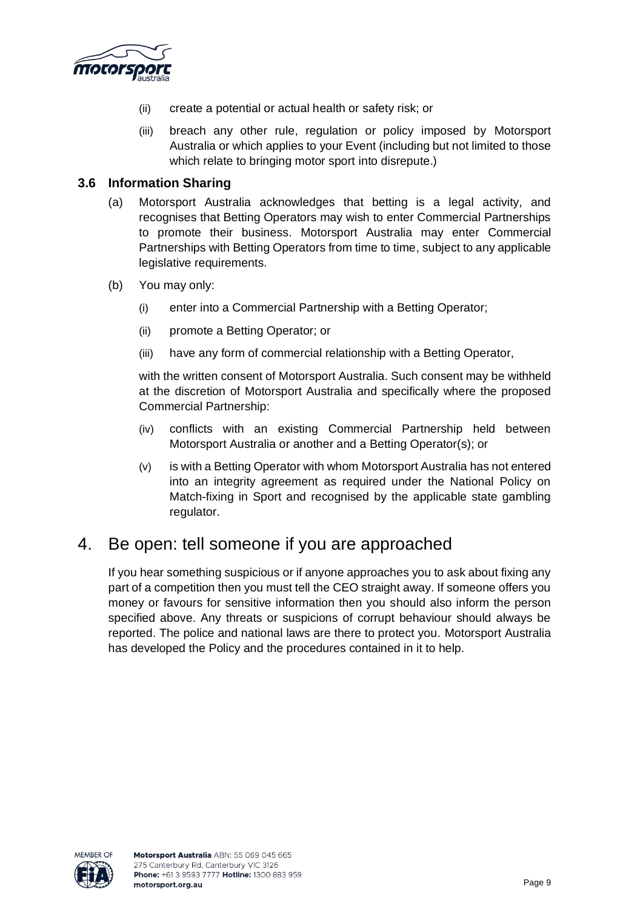(ii) create a potential or actual health or safety risk; or

(iii) breach any other rule, regulation or policy imposed by Motorsport Australia or which applies to your Event (including but not limited to those which relate to bringing motor sport into disrepute.)

### 3.6 Information Sharing

(a) Motorsport Australia acknowledges that betting is a legal activity, and recognises that Betting Operators may wish to enter Commercial Partnerships to promote their business. Motorsport Australia may enter Commercial Partnerships with Betting Operators from time to time, subject to any applicable legislative requirements.

(b) You may only:

(i) enter into a Commercial Partnership with a Betting Operator;

(ii) promote a Betting Operator; or

(iii) have any form of commercial relationship with a Betting Operator,

with the written consent of Motorsport Australia. Such consent may be withheld at the discretion of Motorsport Australia and specifically where the proposed Commercial Partnership:

(iv) conflicts with an existing Commercial Partnership held between Motorsport Australia or another and a Betting Operator(s); or

(v) is with a Betting Operator with whom Motorsport Australia has not entered into an integrity agreement as required under the National Policy on Match-fixing in Sport and recognised by the applicable state gambling regulator.

## 4. Be open: tell someone if you are approached

If you hear something suspicious or if anyone approaches you to ask about fixing any part of a competition then you must tell the CEO straight away. If someone offers you money or favours for sensitive information then you should also inform the person specified above. Any threats or suspicions of corrupt behaviour should always be reported. The police and national laws are there to protect you. Motorsport Australia has developed the Policy and the procedures contained in it to help.